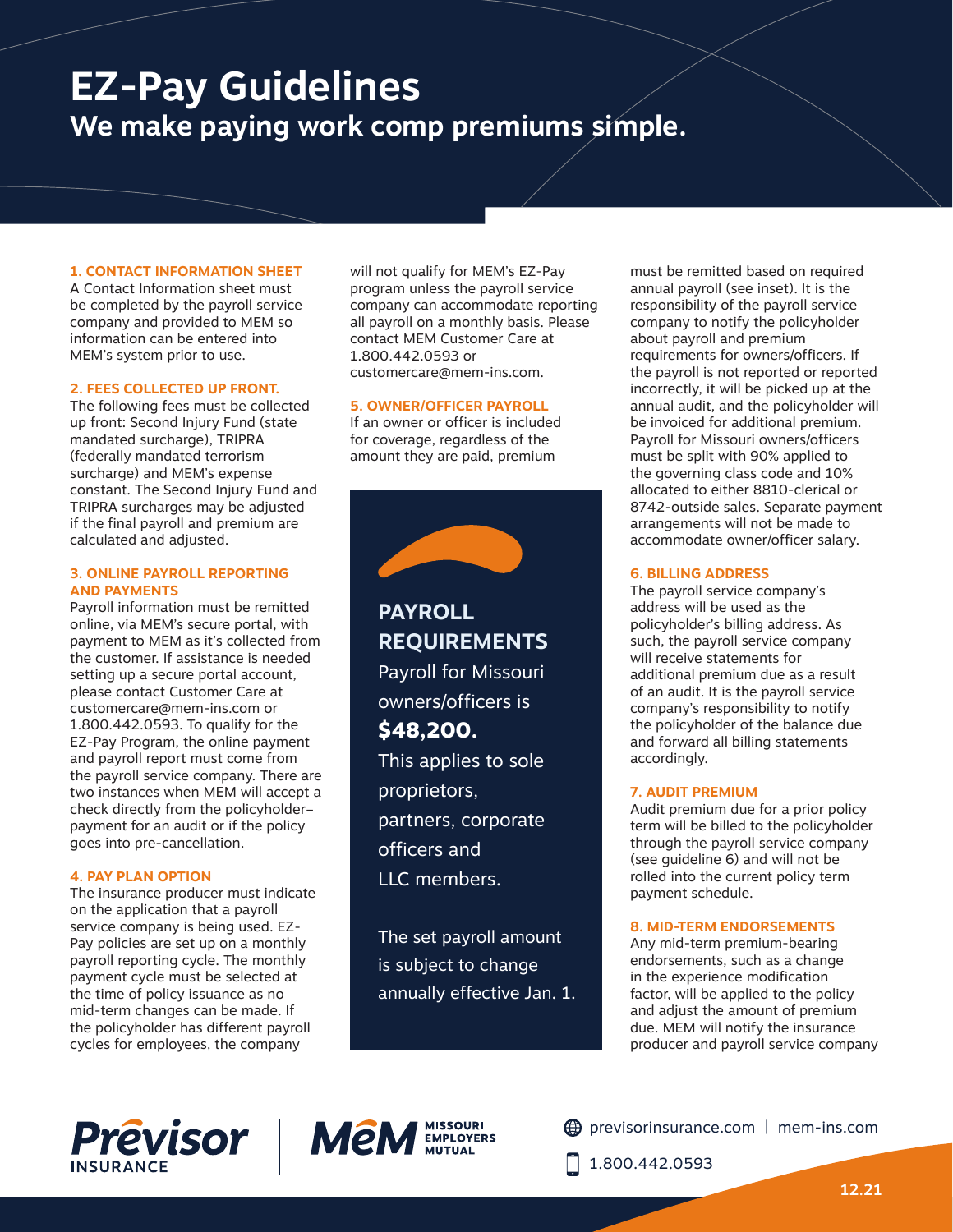# EZ-Pay Guidelines

## We make paying work comp premiums simple.

### 1. CONTACT INFORMATION SHEET

A Contact Information sheet must be completed by the payroll service company and provided to MEM so information can be entered into MEM's system prior to use.

### 2. FEES COLLECTED UP FRONT.

The following fees must be collected up front: Second Injury Fund (state mandated surcharge), TRIPRA (federally mandated terrorism surcharge) and MEM's expense constant. The Second Injury Fund and TRIPRA surcharges may be adjusted if the final payroll and premium are calculated and adjusted.

### 3. ONLINE PAYROLL REPORTING AND PAYMENTS

Payroll information must be remitted online, via MEM's secure portal, with payment to MEM as it's collected from the customer. If assistance is needed setting up a secure portal account, please contact Customer Care at customercare@mem-ins.com or 1.800.442.0593. To qualify for the EZ-Pay Program, the online payment and payroll report must come from the payroll service company. There are two instances when MEM will accept a check directly from the policyholder– payment for an audit or if the policy goes into pre-cancellation.

### 4. PAY PLAN OPTION

The insurance producer must indicate on the application that a payroll service company is being used. EZ-Pay policies are set up on a monthly payroll reporting cycle. The monthly payment cycle must be selected at the time of policy issuance as no mid-term changes can be made. If the policyholder has different payroll cycles for employees, the company will not qualify for MEM's EZ-Pay program unless the payroll service company can accommodate reporting all payroll on a monthly basis. Please contact MEM Customer Care at 1.800.442.0593 or customercare@mem-ins.com.

### 5. OWNER/OFFICER PAYROLL

If an owner or officer is included for coverage, regardless of the amount they are paid, premium must be remitted based on required annual payroll (see inset). It is the responsibility of the payroll service company to notify the policyholder about payroll and premium requirements for owners/officers. If the payroll is not reported or reported incorrectly, it will be picked up at the annual audit, and the policyholder will be invoiced for additional premium. Payroll for Missouri owners/officers must be split with 90% applied to the governing class code and 10% allocated to either 8810-clerical or 8742-outside sales. Separate payment arrangements will not be made to accommodate owner/officer salary.

> **PAYROLL REQUIREMENTS**
>
> Payroll for Missouri owners/officers is **$48,200.**
>
> This applies to sole proprietors, partners, corporate officers and LLC members.
>
> The set payroll amount is subject to change annually effective Jan. 1.

### 6. BILLING ADDRESS

The payroll service company's address will be used as the policyholder's billing address. As such, the payroll service company will receive statements for additional premium due as a result of an audit. It is the payroll service company's responsibility to notify the policyholder of the balance due and forward all billing statements accordingly.

### 7. AUDIT PREMIUM

Audit premium due for a prior policy term will be billed to the policyholder through the payroll service company (see guideline 6) and will not be rolled into the current policy term payment schedule.

### 8. MID-TERM ENDORSEMENTS

Any mid-term premium-bearing endorsements, such as a change in the experience modification factor, will be applied to the policy and adjust the amount of premium due. MEM will notify the insurance producer and payroll service company

Prēvisor INSURANCE | MēM MISSOURI EMPLOYERS MUTUAL

previsorinsurance.com | mem-ins.com

1.800.442.0593

12.21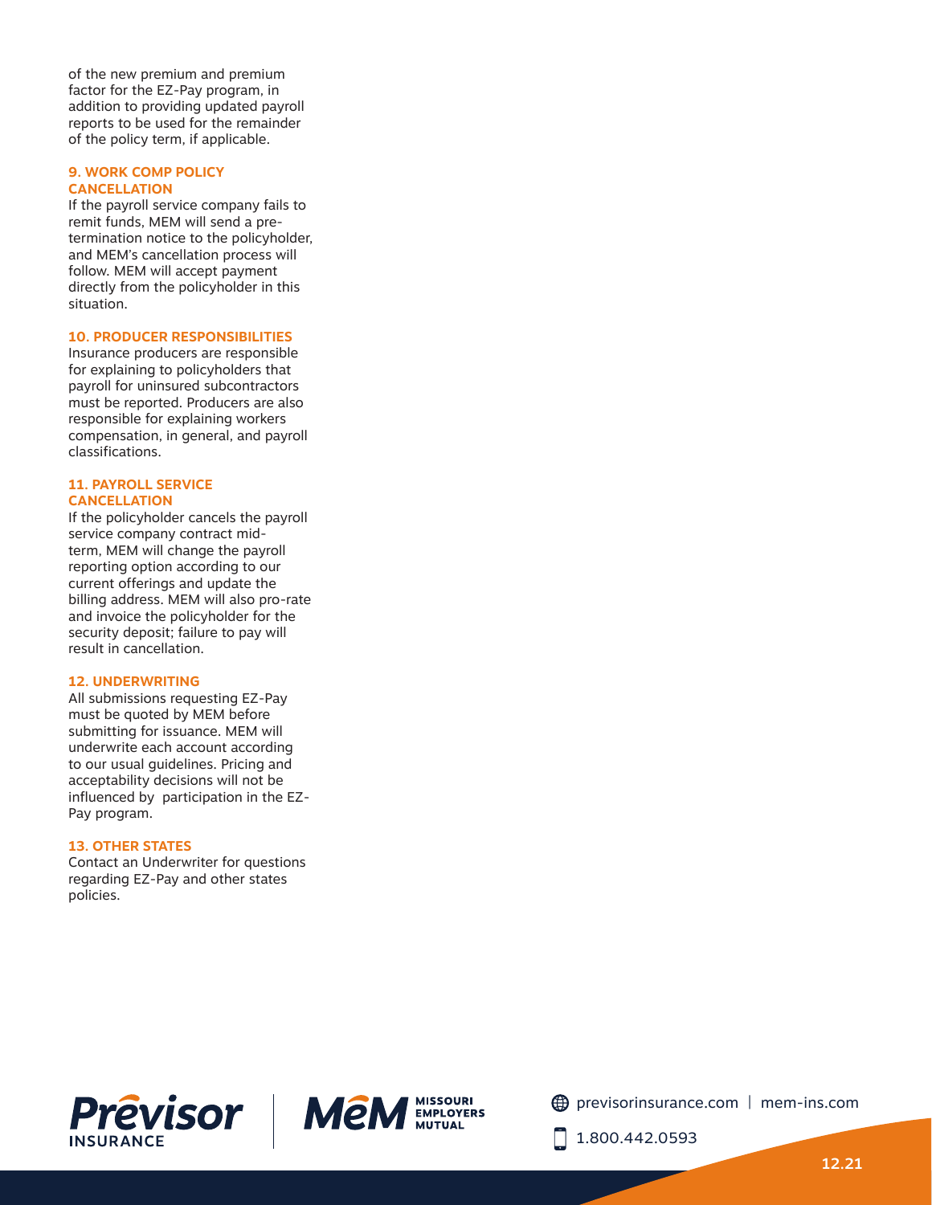of the new premium and premium factor for the EZ-Pay program, in addition to providing updated payroll reports to be used for the remainder of the policy term, if applicable.

### 9. WORK COMP POLICY CANCELLATION

If the payroll service company fails to remit funds, MEM will send a pre-termination notice to the policyholder, and MEM's cancellation process will follow. MEM will accept payment directly from the policyholder in this situation.

### 10. PRODUCER RESPONSIBILITIES

Insurance producers are responsible for explaining to policyholders that payroll for uninsured subcontractors must be reported. Producers are also responsible for explaining workers compensation, in general, and payroll classifications.

### 11. PAYROLL SERVICE CANCELLATION

If the policyholder cancels the payroll service company contract mid-term, MEM will change the payroll reporting option according to our current offerings and update the billing address. MEM will also pro-rate and invoice the policyholder for the security deposit; failure to pay will result in cancellation.

### 12. UNDERWRITING

All submissions requesting EZ-Pay must be quoted by MEM before submitting for issuance. MEM will underwrite each account according to our usual guidelines. Pricing and acceptability decisions will not be influenced by participation in the EZ-Pay program.

### 13. OTHER STATES

Contact an Underwriter for questions regarding EZ-Pay and other states policies.

Prēvisor INSURANCE | MēM MISSOURI EMPLOYERS MUTUAL

previsorinsurance.com | mem-ins.com

1.800.442.0593

12.21